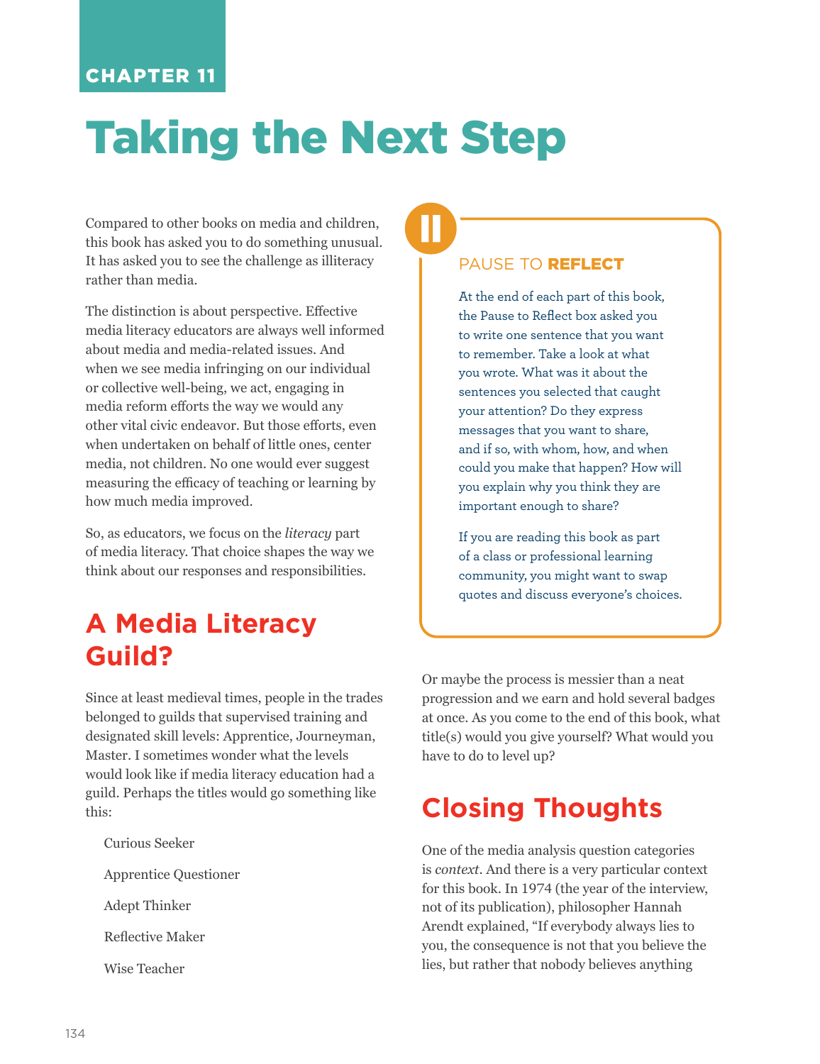CHAPTER 11

# Taking the Next Step

Compared to other books on media and children, this book has asked you to do something unusual. It has asked you to see the challenge as illiteracy rather than media.

The distinction is about perspective. Effective media literacy educators are always well informed about media and media-related issues. And when we see media infringing on our individual or collective well-being, we act, engaging in media reform efforts the way we would any other vital civic endeavor. But those efforts, even when undertaken on behalf of little ones, center media, not children. No one would ever suggest measuring the efficacy of teaching or learning by how much media improved.

So, as educators, we focus on the *literacy* part of media literacy. That choice shapes the way we think about our responses and responsibilities.

> **PAUSE TO REFLECT**
>
> At the end of each part of this book, the Pause to Reflect box asked you to write one sentence that you want to remember. Take a look at what you wrote. What was it about the sentences you selected that caught your attention? Do they express messages that you want to share, and if so, with whom, how, and when could you make that happen? How will you explain why you think they are important enough to share?
>
> If you are reading this book as part of a class or professional learning community, you might want to swap quotes and discuss everyone's choices.

## A Media Literacy Guild?

Since at least medieval times, people in the trades belonged to guilds that supervised training and designated skill levels: Apprentice, Journeyman, Master. I sometimes wonder what the levels would look like if media literacy education had a guild. Perhaps the titles would go something like this:

Curious Seeker

Apprentice Questioner

Adept Thinker

Reflective Maker

Wise Teacher

Or maybe the process is messier than a neat progression and we earn and hold several badges at once. As you come to the end of this book, what title(s) would you give yourself? What would you have to do to level up?

## Closing Thoughts

One of the media analysis question categories is *context*. And there is a very particular context for this book. In 1974 (the year of the interview, not of its publication), philosopher Hannah Arendt explained, "If everybody always lies to you, the consequence is not that you believe the lies, but rather that nobody believes anything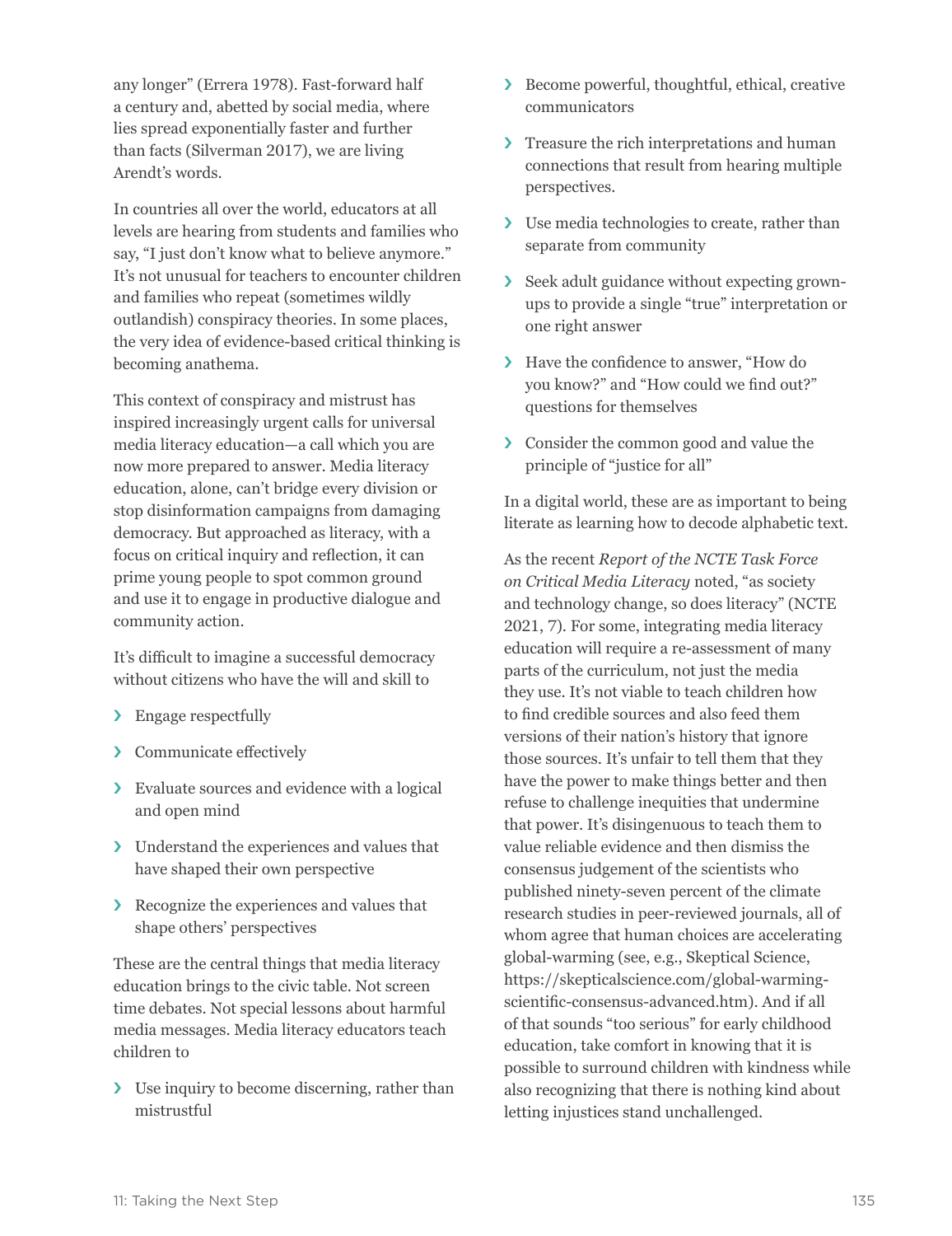any longer" (Errera 1978). Fast-forward half a century and, abetted by social media, where lies spread exponentially faster and further than facts (Silverman 2017), we are living Arendt's words.

In countries all over the world, educators at all levels are hearing from students and families who say, "I just don't know what to believe anymore." It's not unusual for teachers to encounter children and families who repeat (sometimes wildly outlandish) conspiracy theories. In some places, the very idea of evidence-based critical thinking is becoming anathema.

This context of conspiracy and mistrust has inspired increasingly urgent calls for universal media literacy education—a call which you are now more prepared to answer. Media literacy education, alone, can't bridge every division or stop disinformation campaigns from damaging democracy. But approached as literacy, with a focus on critical inquiry and reflection, it can prime young people to spot common ground and use it to engage in productive dialogue and community action.

It's difficult to imagine a successful democracy without citizens who have the will and skill to

- Engage respectfully
- Communicate effectively
- Evaluate sources and evidence with a logical and open mind
- Understand the experiences and values that have shaped their own perspective
- Recognize the experiences and values that shape others' perspectives

These are the central things that media literacy education brings to the civic table. Not screen time debates. Not special lessons about harmful media messages. Media literacy educators teach children to

- Use inquiry to become discerning, rather than mistrustful
- Become powerful, thoughtful, ethical, creative communicators
- Treasure the rich interpretations and human connections that result from hearing multiple perspectives.
- Use media technologies to create, rather than separate from community
- Seek adult guidance without expecting grown-ups to provide a single "true" interpretation or one right answer
- Have the confidence to answer, "How do you know?" and "How could we find out?" questions for themselves
- Consider the common good and value the principle of "justice for all"

In a digital world, these are as important to being literate as learning how to decode alphabetic text.

As the recent *Report of the NCTE Task Force on Critical Media Literacy* noted, "as society and technology change, so does literacy" (NCTE 2021, 7). For some, integrating media literacy education will require a re-assessment of many parts of the curriculum, not just the media they use. It's not viable to teach children how to find credible sources and also feed them versions of their nation's history that ignore those sources. It's unfair to tell them that they have the power to make things better and then refuse to challenge inequities that undermine that power. It's disingenuous to teach them to value reliable evidence and then dismiss the consensus judgement of the scientists who published ninety-seven percent of the climate research studies in peer-reviewed journals, all of whom agree that human choices are accelerating global-warming (see, e.g., Skeptical Science, https://skepticalscience.com/global-warming-scientific-consensus-advanced.htm). And if all of that sounds "too serious" for early childhood education, take comfort in knowing that it is possible to surround children with kindness while also recognizing that there is nothing kind about letting injustices stand unchallenged.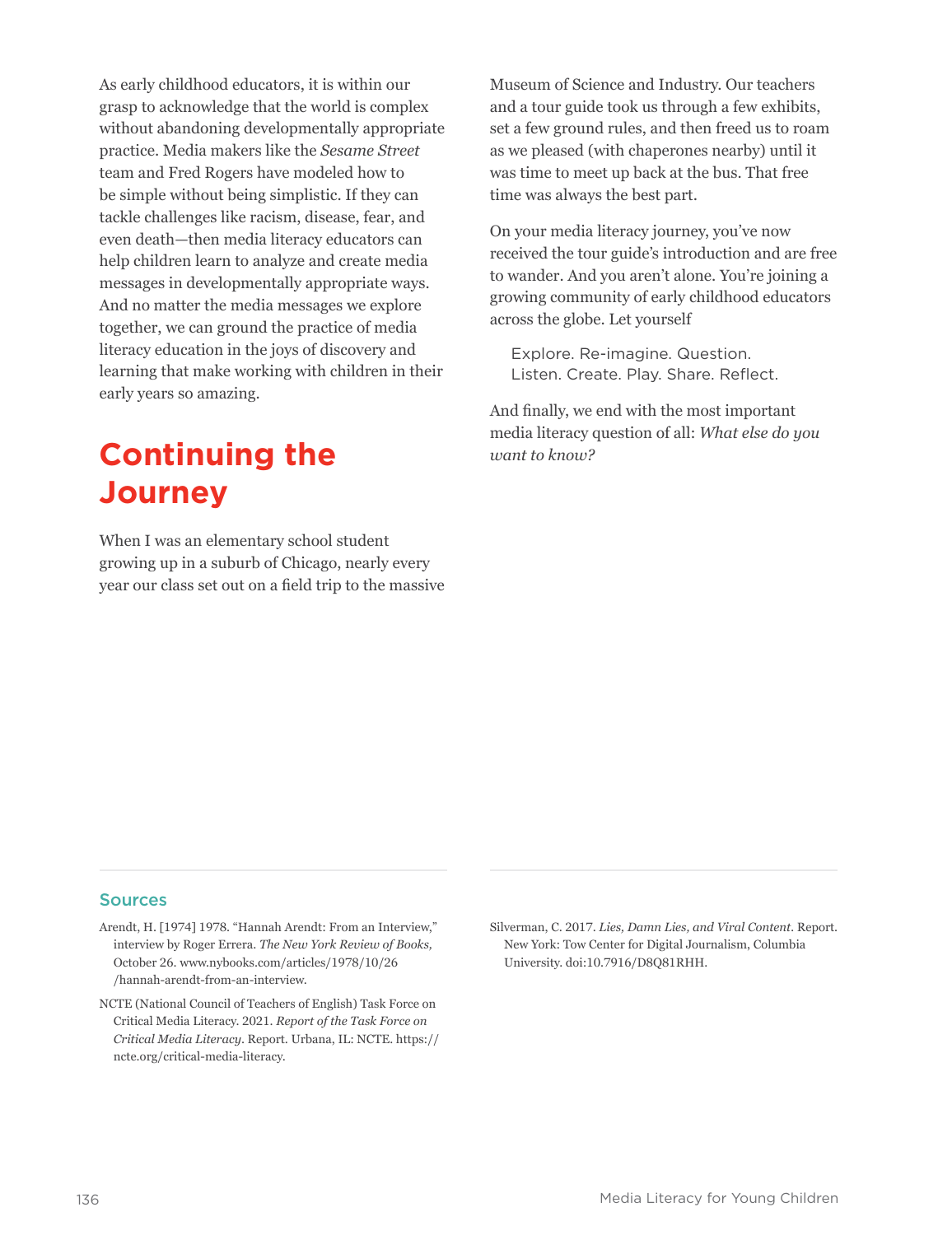As early childhood educators, it is within our grasp to acknowledge that the world is complex without abandoning developmentally appropriate practice. Media makers like the *Sesame Street* team and Fred Rogers have modeled how to be simple without being simplistic. If they can tackle challenges like racism, disease, fear, and even death—then media literacy educators can help children learn to analyze and create media messages in developmentally appropriate ways. And no matter the media messages we explore together, we can ground the practice of media literacy education in the joys of discovery and learning that make working with children in their early years so amazing.

## Continuing the Journey

When I was an elementary school student growing up in a suburb of Chicago, nearly every year our class set out on a field trip to the massive Museum of Science and Industry. Our teachers and a tour guide took us through a few exhibits, set a few ground rules, and then freed us to roam as we pleased (with chaperones nearby) until it was time to meet up back at the bus. That free time was always the best part.

On your media literacy journey, you've now received the tour guide's introduction and are free to wander. And you aren't alone. You're joining a growing community of early childhood educators across the globe. Let yourself

> Explore. Re-imagine. Question.
> Listen. Create. Play. Share. Reflect.

And finally, we end with the most important media literacy question of all: *What else do you want to know?*

### Sources

Arendt, H. [1974] 1978. "Hannah Arendt: From an Interview," interview by Roger Errera. *The New York Review of Books,* October 26. www.nybooks.com/articles/1978/10/26/hannah-arendt-from-an-interview.

NCTE (National Council of Teachers of English) Task Force on Critical Media Literacy. 2021. *Report of the Task Force on Critical Media Literacy*. Report. Urbana, IL: NCTE. https://ncte.org/critical-media-literacy.

Silverman, C. 2017. *Lies, Damn Lies, and Viral Content*. Report. New York: Tow Center for Digital Journalism, Columbia University. doi:10.7916/D8Q81RHH.